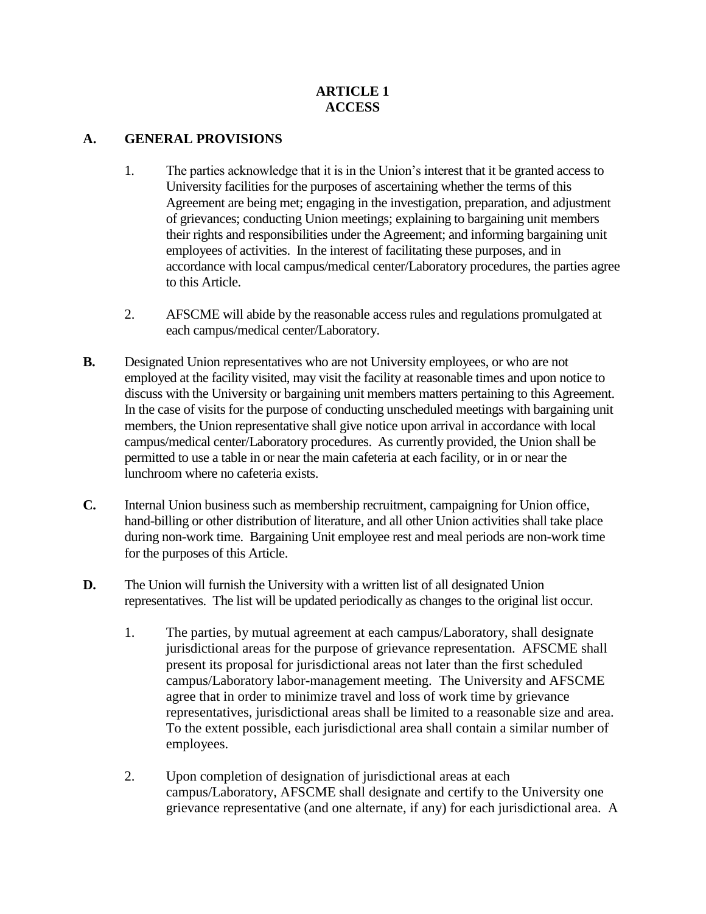# ARTICLE 1
# ACCESS

## A. GENERAL PROVISIONS

1. The parties acknowledge that it is in the Union's interest that it be granted access to University facilities for the purposes of ascertaining whether the terms of this Agreement are being met; engaging in the investigation, preparation, and adjustment of grievances; conducting Union meetings; explaining to bargaining unit members their rights and responsibilities under the Agreement; and informing bargaining unit employees of activities. In the interest of facilitating these purposes, and in accordance with local campus/medical center/Laboratory procedures, the parties agree to this Article.

2. AFSCME will abide by the reasonable access rules and regulations promulgated at each campus/medical center/Laboratory.

**B.** Designated Union representatives who are not University employees, or who are not employed at the facility visited, may visit the facility at reasonable times and upon notice to discuss with the University or bargaining unit members matters pertaining to this Agreement. In the case of visits for the purpose of conducting unscheduled meetings with bargaining unit members, the Union representative shall give notice upon arrival in accordance with local campus/medical center/Laboratory procedures. As currently provided, the Union shall be permitted to use a table in or near the main cafeteria at each facility, or in or near the lunchroom where no cafeteria exists.

**C.** Internal Union business such as membership recruitment, campaigning for Union office, hand-billing or other distribution of literature, and all other Union activities shall take place during non-work time. Bargaining Unit employee rest and meal periods are non-work time for the purposes of this Article.

**D.** The Union will furnish the University with a written list of all designated Union representatives. The list will be updated periodically as changes to the original list occur.

1. The parties, by mutual agreement at each campus/Laboratory, shall designate jurisdictional areas for the purpose of grievance representation. AFSCME shall present its proposal for jurisdictional areas not later than the first scheduled campus/Laboratory labor-management meeting. The University and AFSCME agree that in order to minimize travel and loss of work time by grievance representatives, jurisdictional areas shall be limited to a reasonable size and area. To the extent possible, each jurisdictional area shall contain a similar number of employees.

2. Upon completion of designation of jurisdictional areas at each campus/Laboratory, AFSCME shall designate and certify to the University one grievance representative (and one alternate, if any) for each jurisdictional area. A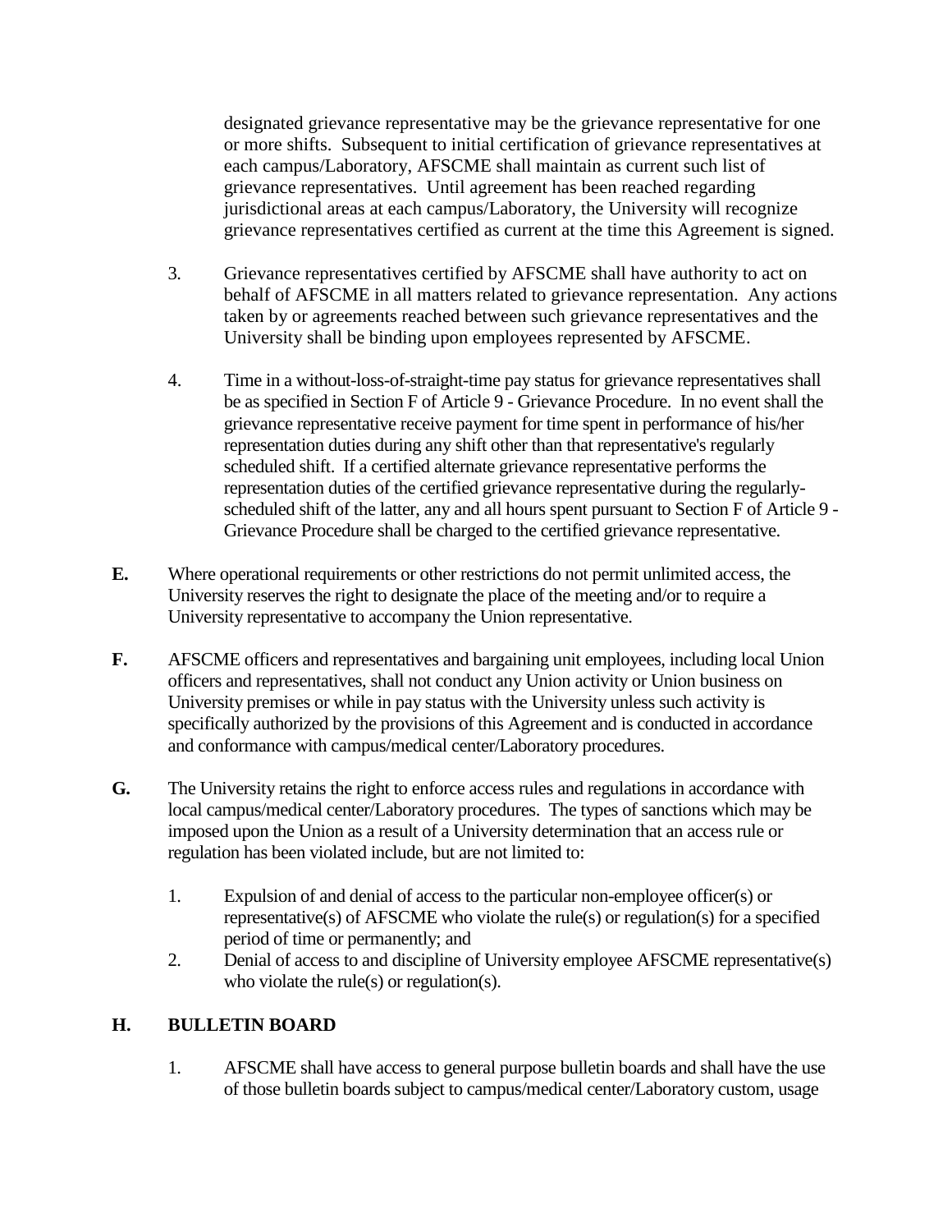designated grievance representative may be the grievance representative for one or more shifts. Subsequent to initial certification of grievance representatives at each campus/Laboratory, AFSCME shall maintain as current such list of grievance representatives. Until agreement has been reached regarding jurisdictional areas at each campus/Laboratory, the University will recognize grievance representatives certified as current at the time this Agreement is signed.

3. Grievance representatives certified by AFSCME shall have authority to act on behalf of AFSCME in all matters related to grievance representation. Any actions taken by or agreements reached between such grievance representatives and the University shall be binding upon employees represented by AFSCME.

4. Time in a without-loss-of-straight-time pay status for grievance representatives shall be as specified in Section F of Article 9 - Grievance Procedure. In no event shall the grievance representative receive payment for time spent in performance of his/her representation duties during any shift other than that representative's regularly scheduled shift. If a certified alternate grievance representative performs the representation duties of the certified grievance representative during the regularly-scheduled shift of the latter, any and all hours spent pursuant to Section F of Article 9 - Grievance Procedure shall be charged to the certified grievance representative.

**E.** Where operational requirements or other restrictions do not permit unlimited access, the University reserves the right to designate the place of the meeting and/or to require a University representative to accompany the Union representative.

**F.** AFSCME officers and representatives and bargaining unit employees, including local Union officers and representatives, shall not conduct any Union activity or Union business on University premises or while in pay status with the University unless such activity is specifically authorized by the provisions of this Agreement and is conducted in accordance and conformance with campus/medical center/Laboratory procedures.

**G.** The University retains the right to enforce access rules and regulations in accordance with local campus/medical center/Laboratory procedures. The types of sanctions which may be imposed upon the Union as a result of a University determination that an access rule or regulation has been violated include, but are not limited to:

1. Expulsion of and denial of access to the particular non-employee officer(s) or representative(s) of AFSCME who violate the rule(s) or regulation(s) for a specified period of time or permanently; and
2. Denial of access to and discipline of University employee AFSCME representative(s) who violate the rule(s) or regulation(s).

## H. BULLETIN BOARD

1. AFSCME shall have access to general purpose bulletin boards and shall have the use of those bulletin boards subject to campus/medical center/Laboratory custom, usage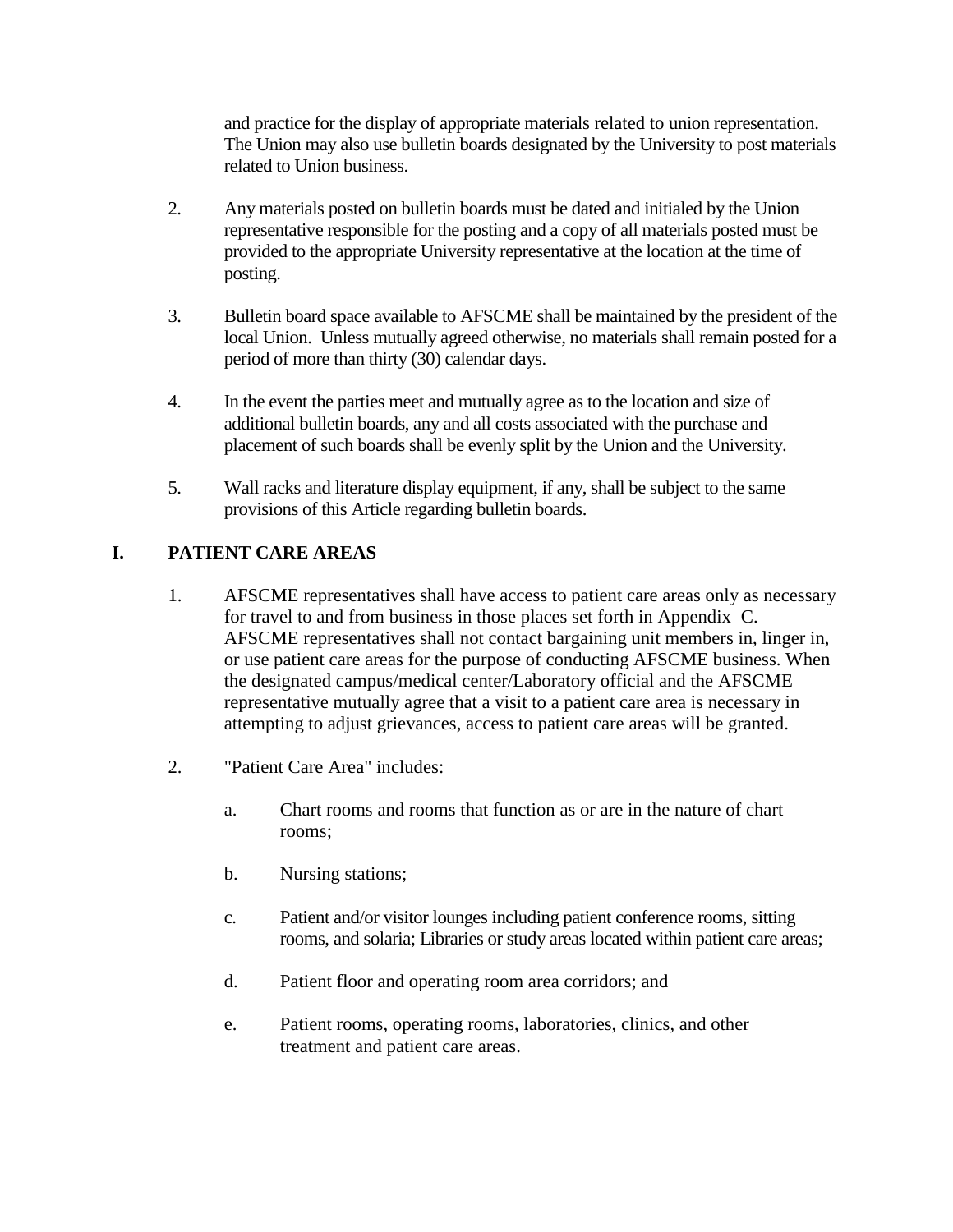and practice for the display of appropriate materials related to union representation. The Union may also use bulletin boards designated by the University to post materials related to Union business.

2. Any materials posted on bulletin boards must be dated and initialed by the Union representative responsible for the posting and a copy of all materials posted must be provided to the appropriate University representative at the location at the time of posting.

3. Bulletin board space available to AFSCME shall be maintained by the president of the local Union. Unless mutually agreed otherwise, no materials shall remain posted for a period of more than thirty (30) calendar days.

4. In the event the parties meet and mutually agree as to the location and size of additional bulletin boards, any and all costs associated with the purchase and placement of such boards shall be evenly split by the Union and the University.

5. Wall racks and literature display equipment, if any, shall be subject to the same provisions of this Article regarding bulletin boards.

## I. PATIENT CARE AREAS

1. AFSCME representatives shall have access to patient care areas only as necessary for travel to and from business in those places set forth in Appendix C. AFSCME representatives shall not contact bargaining unit members in, linger in, or use patient care areas for the purpose of conducting AFSCME business. When the designated campus/medical center/Laboratory official and the AFSCME representative mutually agree that a visit to a patient care area is necessary in attempting to adjust grievances, access to patient care areas will be granted.

2. "Patient Care Area" includes:

   a. Chart rooms and rooms that function as or are in the nature of chart rooms;

   b. Nursing stations;

   c. Patient and/or visitor lounges including patient conference rooms, sitting rooms, and solaria; Libraries or study areas located within patient care areas;

   d. Patient floor and operating room area corridors; and

   e. Patient rooms, operating rooms, laboratories, clinics, and other treatment and patient care areas.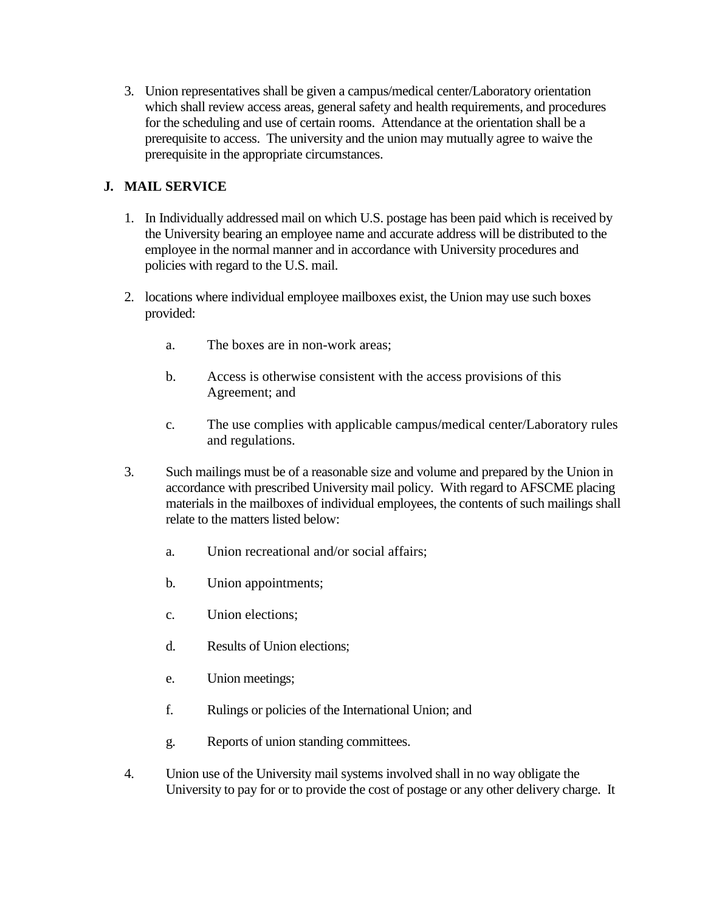3. Union representatives shall be given a campus/medical center/Laboratory orientation which shall review access areas, general safety and health requirements, and procedures for the scheduling and use of certain rooms. Attendance at the orientation shall be a prerequisite to access. The university and the union may mutually agree to waive the prerequisite in the appropriate circumstances.

## J. MAIL SERVICE

1. In Individually addressed mail on which U.S. postage has been paid which is received by the University bearing an employee name and accurate address will be distributed to the employee in the normal manner and in accordance with University procedures and policies with regard to the U.S. mail.

2. locations where individual employee mailboxes exist, the Union may use such boxes provided:

   a. The boxes are in non-work areas;

   b. Access is otherwise consistent with the access provisions of this Agreement; and

   c. The use complies with applicable campus/medical center/Laboratory rules and regulations.

3. Such mailings must be of a reasonable size and volume and prepared by the Union in accordance with prescribed University mail policy. With regard to AFSCME placing materials in the mailboxes of individual employees, the contents of such mailings shall relate to the matters listed below:

   a. Union recreational and/or social affairs;

   b. Union appointments;

   c. Union elections;

   d. Results of Union elections;

   e. Union meetings;

   f. Rulings or policies of the International Union; and

   g. Reports of union standing committees.

4. Union use of the University mail systems involved shall in no way obligate the University to pay for or to provide the cost of postage or any other delivery charge. It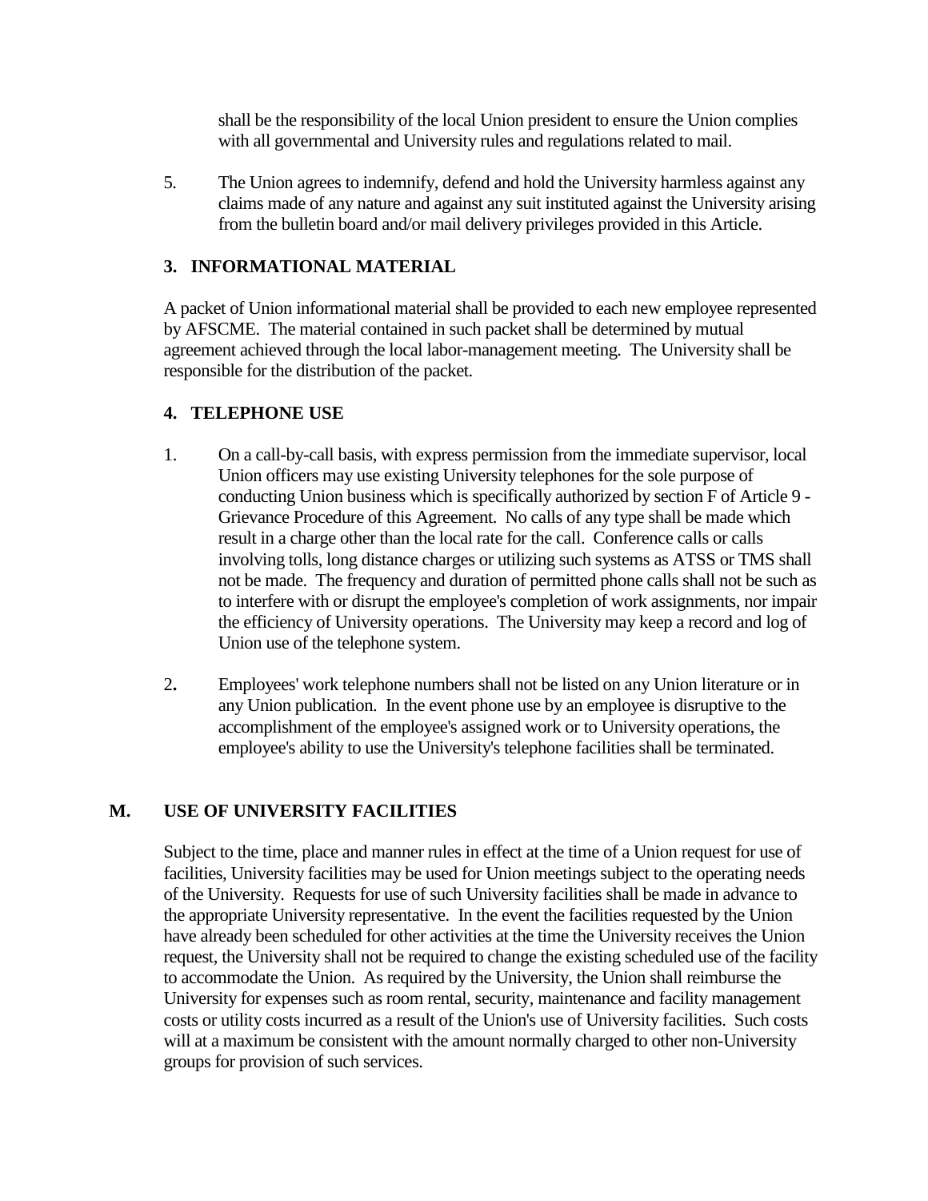shall be the responsibility of the local Union president to ensure the Union complies with all governmental and University rules and regulations related to mail.

5. The Union agrees to indemnify, defend and hold the University harmless against any claims made of any nature and against any suit instituted against the University arising from the bulletin board and/or mail delivery privileges provided in this Article.

### 3. INFORMATIONAL MATERIAL

A packet of Union informational material shall be provided to each new employee represented by AFSCME. The material contained in such packet shall be determined by mutual agreement achieved through the local labor-management meeting. The University shall be responsible for the distribution of the packet.

### 4. TELEPHONE USE

1. On a call-by-call basis, with express permission from the immediate supervisor, local Union officers may use existing University telephones for the sole purpose of conducting Union business which is specifically authorized by section F of Article 9 - Grievance Procedure of this Agreement. No calls of any type shall be made which result in a charge other than the local rate for the call. Conference calls or calls involving tolls, long distance charges or utilizing such systems as ATSS or TMS shall not be made. The frequency and duration of permitted phone calls shall not be such as to interfere with or disrupt the employee's completion of work assignments, nor impair the efficiency of University operations. The University may keep a record and log of Union use of the telephone system.

2. Employees' work telephone numbers shall not be listed on any Union literature or in any Union publication. In the event phone use by an employee is disruptive to the accomplishment of the employee's assigned work or to University operations, the employee's ability to use the University's telephone facilities shall be terminated.

## M. USE OF UNIVERSITY FACILITIES

Subject to the time, place and manner rules in effect at the time of a Union request for use of facilities, University facilities may be used for Union meetings subject to the operating needs of the University. Requests for use of such University facilities shall be made in advance to the appropriate University representative. In the event the facilities requested by the Union have already been scheduled for other activities at the time the University receives the Union request, the University shall not be required to change the existing scheduled use of the facility to accommodate the Union. As required by the University, the Union shall reimburse the University for expenses such as room rental, security, maintenance and facility management costs or utility costs incurred as a result of the Union's use of University facilities. Such costs will at a maximum be consistent with the amount normally charged to other non-University groups for provision of such services.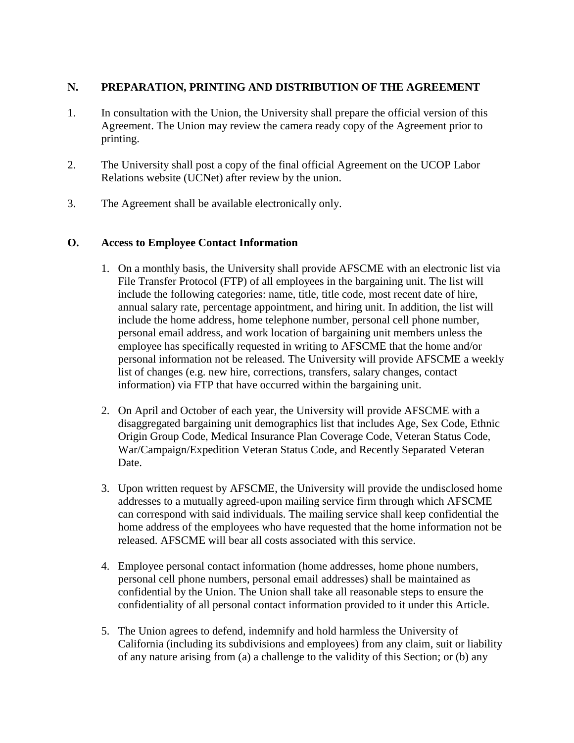## N. PREPARATION, PRINTING AND DISTRIBUTION OF THE AGREEMENT

1. In consultation with the Union, the University shall prepare the official version of this Agreement. The Union may review the camera ready copy of the Agreement prior to printing.

2. The University shall post a copy of the final official Agreement on the UCOP Labor Relations website (UCNet) after review by the union.

3. The Agreement shall be available electronically only.

## O. Access to Employee Contact Information

1. On a monthly basis, the University shall provide AFSCME with an electronic list via File Transfer Protocol (FTP) of all employees in the bargaining unit. The list will include the following categories: name, title, title code, most recent date of hire, annual salary rate, percentage appointment, and hiring unit. In addition, the list will include the home address, home telephone number, personal cell phone number, personal email address, and work location of bargaining unit members unless the employee has specifically requested in writing to AFSCME that the home and/or personal information not be released. The University will provide AFSCME a weekly list of changes (e.g. new hire, corrections, transfers, salary changes, contact information) via FTP that have occurred within the bargaining unit.

2. On April and October of each year, the University will provide AFSCME with a disaggregated bargaining unit demographics list that includes Age, Sex Code, Ethnic Origin Group Code, Medical Insurance Plan Coverage Code, Veteran Status Code, War/Campaign/Expedition Veteran Status Code, and Recently Separated Veteran Date.

3. Upon written request by AFSCME, the University will provide the undisclosed home addresses to a mutually agreed-upon mailing service firm through which AFSCME can correspond with said individuals. The mailing service shall keep confidential the home address of the employees who have requested that the home information not be released. AFSCME will bear all costs associated with this service.

4. Employee personal contact information (home addresses, home phone numbers, personal cell phone numbers, personal email addresses) shall be maintained as confidential by the Union. The Union shall take all reasonable steps to ensure the confidentiality of all personal contact information provided to it under this Article.

5. The Union agrees to defend, indemnify and hold harmless the University of California (including its subdivisions and employees) from any claim, suit or liability of any nature arising from (a) a challenge to the validity of this Section; or (b) any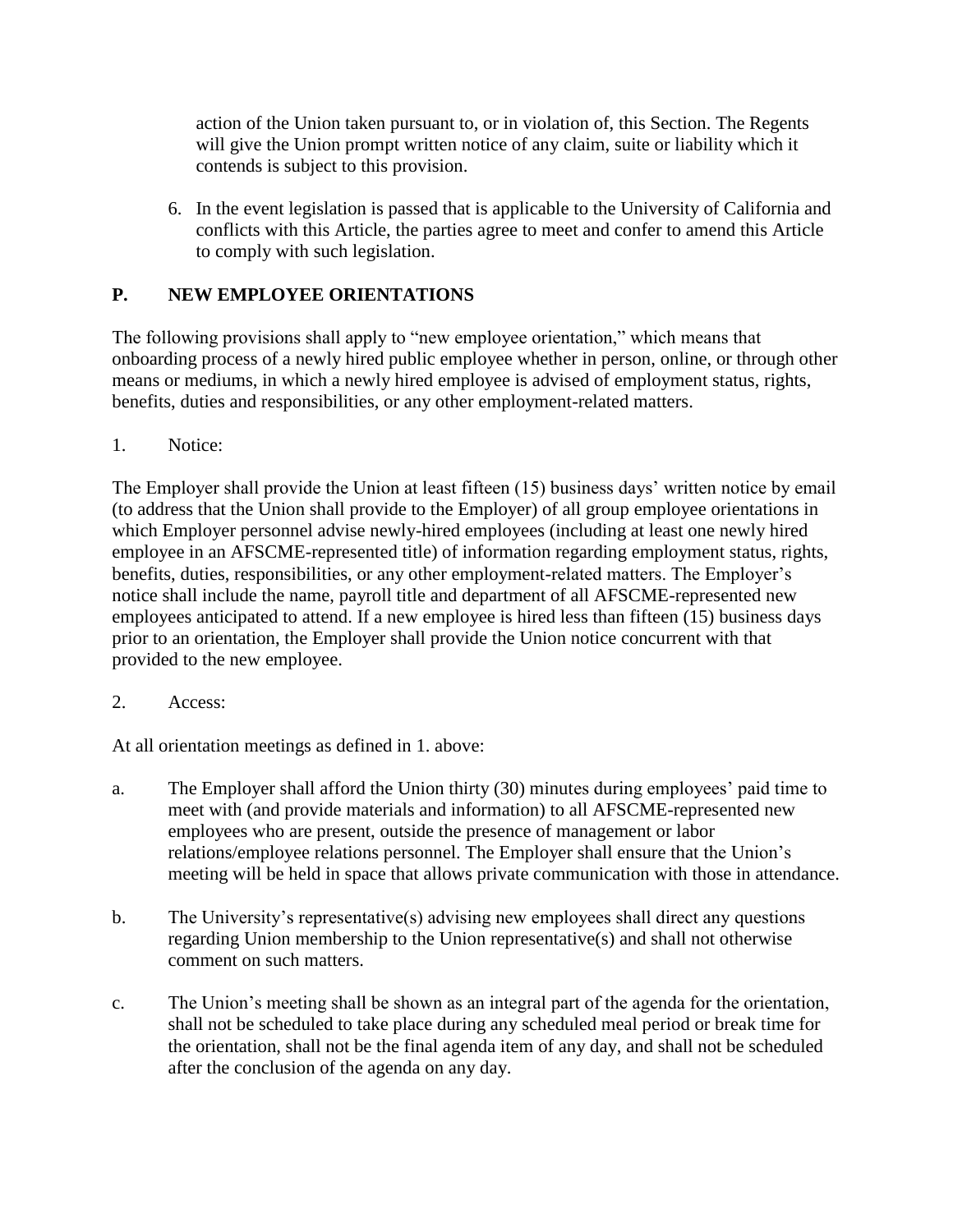action of the Union taken pursuant to, or in violation of, this Section. The Regents will give the Union prompt written notice of any claim, suite or liability which it contends is subject to this provision.

6. In the event legislation is passed that is applicable to the University of California and conflicts with this Article, the parties agree to meet and confer to amend this Article to comply with such legislation.

## P. NEW EMPLOYEE ORIENTATIONS

The following provisions shall apply to "new employee orientation," which means that onboarding process of a newly hired public employee whether in person, online, or through other means or mediums, in which a newly hired employee is advised of employment status, rights, benefits, duties and responsibilities, or any other employment-related matters.

1. Notice:

The Employer shall provide the Union at least fifteen (15) business days' written notice by email (to address that the Union shall provide to the Employer) of all group employee orientations in which Employer personnel advise newly-hired employees (including at least one newly hired employee in an AFSCME-represented title) of information regarding employment status, rights, benefits, duties, responsibilities, or any other employment-related matters. The Employer's notice shall include the name, payroll title and department of all AFSCME-represented new employees anticipated to attend. If a new employee is hired less than fifteen (15) business days prior to an orientation, the Employer shall provide the Union notice concurrent with that provided to the new employee.

2. Access:

At all orientation meetings as defined in 1. above:

a. The Employer shall afford the Union thirty (30) minutes during employees' paid time to meet with (and provide materials and information) to all AFSCME-represented new employees who are present, outside the presence of management or labor relations/employee relations personnel. The Employer shall ensure that the Union's meeting will be held in space that allows private communication with those in attendance.

b. The University's representative(s) advising new employees shall direct any questions regarding Union membership to the Union representative(s) and shall not otherwise comment on such matters.

c. The Union's meeting shall be shown as an integral part of the agenda for the orientation, shall not be scheduled to take place during any scheduled meal period or break time for the orientation, shall not be the final agenda item of any day, and shall not be scheduled after the conclusion of the agenda on any day.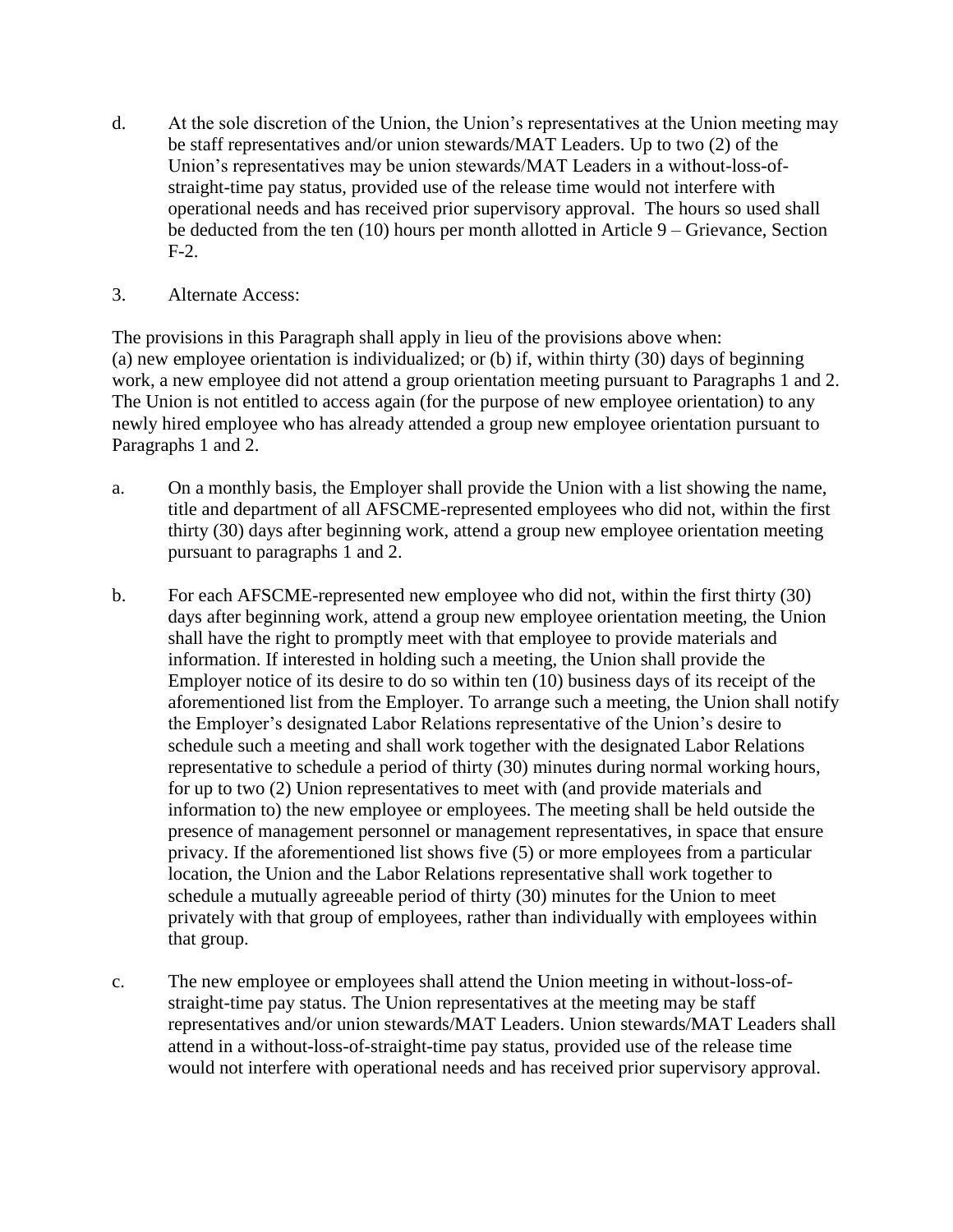d. At the sole discretion of the Union, the Union's representatives at the Union meeting may be staff representatives and/or union stewards/MAT Leaders. Up to two (2) of the Union's representatives may be union stewards/MAT Leaders in a without-loss-of-straight-time pay status, provided use of the release time would not interfere with operational needs and has received prior supervisory approval. The hours so used shall be deducted from the ten (10) hours per month allotted in Article 9 – Grievance, Section F-2.

3. Alternate Access:

The provisions in this Paragraph shall apply in lieu of the provisions above when: (a) new employee orientation is individualized; or (b) if, within thirty (30) days of beginning work, a new employee did not attend a group orientation meeting pursuant to Paragraphs 1 and 2. The Union is not entitled to access again (for the purpose of new employee orientation) to any newly hired employee who has already attended a group new employee orientation pursuant to Paragraphs 1 and 2.

a. On a monthly basis, the Employer shall provide the Union with a list showing the name, title and department of all AFSCME-represented employees who did not, within the first thirty (30) days after beginning work, attend a group new employee orientation meeting pursuant to paragraphs 1 and 2.

b. For each AFSCME-represented new employee who did not, within the first thirty (30) days after beginning work, attend a group new employee orientation meeting, the Union shall have the right to promptly meet with that employee to provide materials and information. If interested in holding such a meeting, the Union shall provide the Employer notice of its desire to do so within ten (10) business days of its receipt of the aforementioned list from the Employer. To arrange such a meeting, the Union shall notify the Employer's designated Labor Relations representative of the Union's desire to schedule such a meeting and shall work together with the designated Labor Relations representative to schedule a period of thirty (30) minutes during normal working hours, for up to two (2) Union representatives to meet with (and provide materials and information to) the new employee or employees. The meeting shall be held outside the presence of management personnel or management representatives, in space that ensure privacy. If the aforementioned list shows five (5) or more employees from a particular location, the Union and the Labor Relations representative shall work together to schedule a mutually agreeable period of thirty (30) minutes for the Union to meet privately with that group of employees, rather than individually with employees within that group.

c. The new employee or employees shall attend the Union meeting in without-loss-of-straight-time pay status. The Union representatives at the meeting may be staff representatives and/or union stewards/MAT Leaders. Union stewards/MAT Leaders shall attend in a without-loss-of-straight-time pay status, provided use of the release time would not interfere with operational needs and has received prior supervisory approval.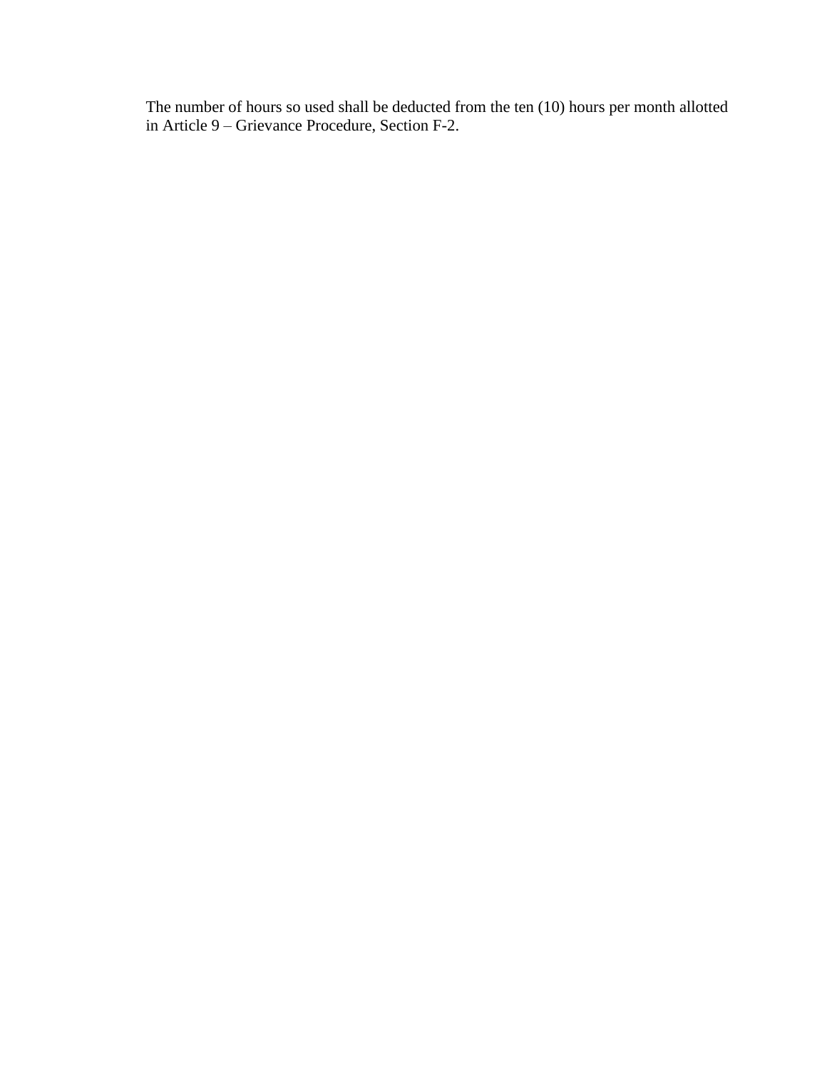The number of hours so used shall be deducted from the ten (10) hours per month allotted in Article 9 – Grievance Procedure, Section F-2.